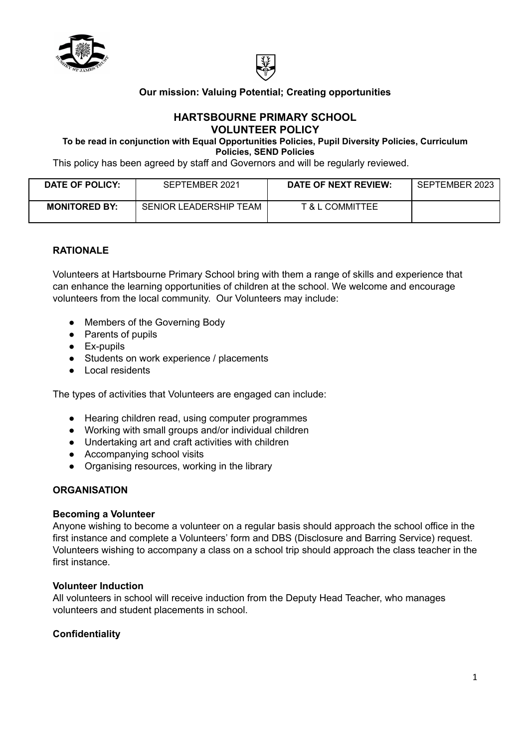**Our mission: Valuing Potential; Creating opportunities**

# HARTSBOURNE PRIMARY SCHOOL
# VOLUNTEER POLICY

**To be read in conjunction with Equal Opportunities Policies, Pupil Diversity Policies, Curriculum Policies, SEND Policies**

This policy has been agreed by staff and Governors and will be regularly reviewed.

| DATE OF POLICY: | SEPTEMBER 2021 | DATE OF NEXT REVIEW: | SEPTEMBER 2023 |
|---|---|---|---|
| MONITORED BY: | SENIOR LEADERSHIP TEAM | T & L COMMITTEE | |

## RATIONALE

Volunteers at Hartsbourne Primary School bring with them a range of skills and experience that can enhance the learning opportunities of children at the school. We welcome and encourage volunteers from the local community. Our Volunteers may include:

- Members of the Governing Body
- Parents of pupils
- Ex-pupils
- Students on work experience / placements
- Local residents

The types of activities that Volunteers are engaged can include:

- Hearing children read, using computer programmes
- Working with small groups and/or individual children
- Undertaking art and craft activities with children
- Accompanying school visits
- Organising resources, working in the library

## ORGANISATION

### Becoming a Volunteer

Anyone wishing to become a volunteer on a regular basis should approach the school office in the first instance and complete a Volunteers' form and DBS (Disclosure and Barring Service) request. Volunteers wishing to accompany a class on a school trip should approach the class teacher in the first instance.

### Volunteer Induction

All volunteers in school will receive induction from the Deputy Head Teacher, who manages volunteers and student placements in school.

### Confidentiality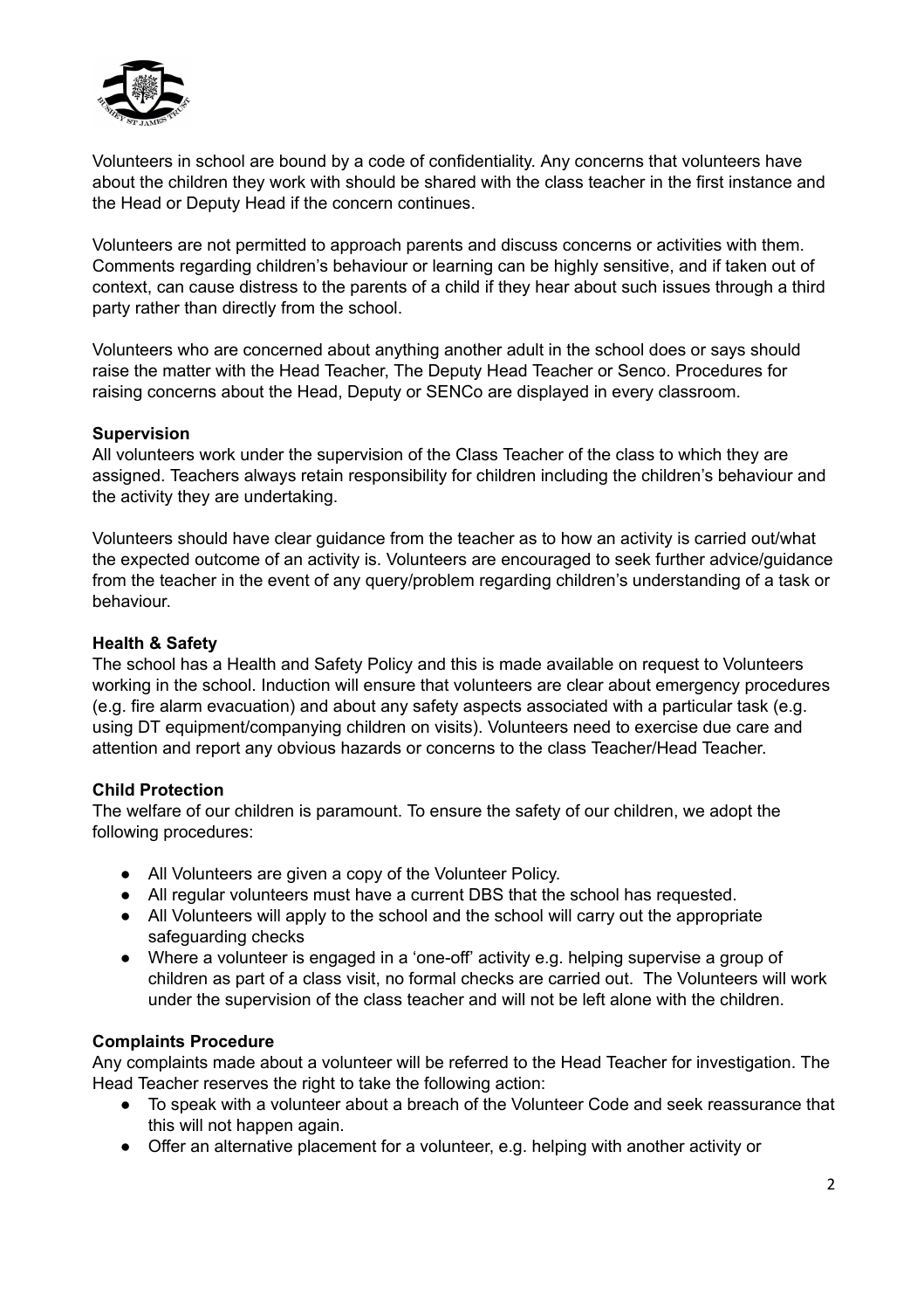Volunteers in school are bound by a code of confidentiality. Any concerns that volunteers have about the children they work with should be shared with the class teacher in the first instance and the Head or Deputy Head if the concern continues.

Volunteers are not permitted to approach parents and discuss concerns or activities with them. Comments regarding children's behaviour or learning can be highly sensitive, and if taken out of context, can cause distress to the parents of a child if they hear about such issues through a third party rather than directly from the school.

Volunteers who are concerned about anything another adult in the school does or says should raise the matter with the Head Teacher, The Deputy Head Teacher or Senco. Procedures for raising concerns about the Head, Deputy or SENCo are displayed in every classroom.

**Supervision**

All volunteers work under the supervision of the Class Teacher of the class to which they are assigned. Teachers always retain responsibility for children including the children's behaviour and the activity they are undertaking.

Volunteers should have clear guidance from the teacher as to how an activity is carried out/what the expected outcome of an activity is. Volunteers are encouraged to seek further advice/guidance from the teacher in the event of any query/problem regarding children's understanding of a task or behaviour.

**Health & Safety**

The school has a Health and Safety Policy and this is made available on request to Volunteers working in the school. Induction will ensure that volunteers are clear about emergency procedures (e.g. fire alarm evacuation) and about any safety aspects associated with a particular task (e.g. using DT equipment/companying children on visits). Volunteers need to exercise due care and attention and report any obvious hazards or concerns to the class Teacher/Head Teacher.

**Child Protection**

The welfare of our children is paramount. To ensure the safety of our children, we adopt the following procedures:

- All Volunteers are given a copy of the Volunteer Policy.
- All regular volunteers must have a current DBS that the school has requested.
- All Volunteers will apply to the school and the school will carry out the appropriate safeguarding checks
- Where a volunteer is engaged in a 'one-off' activity e.g. helping supervise a group of children as part of a class visit, no formal checks are carried out. The Volunteers will work under the supervision of the class teacher and will not be left alone with the children.

**Complaints Procedure**

Any complaints made about a volunteer will be referred to the Head Teacher for investigation. The Head Teacher reserves the right to take the following action:

- To speak with a volunteer about a breach of the Volunteer Code and seek reassurance that this will not happen again.
- Offer an alternative placement for a volunteer, e.g. helping with another activity or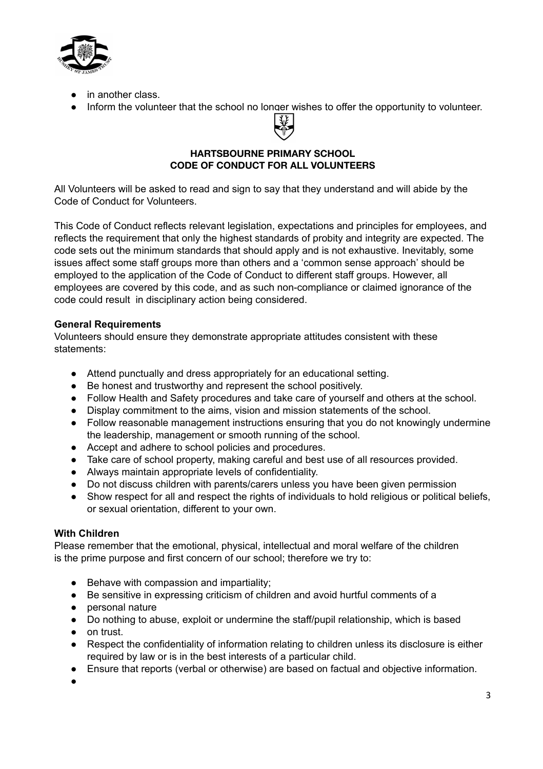- in another class.
- Inform the volunteer that the school no longer wishes to offer the opportunity to volunteer.

**HARTSBOURNE PRIMARY SCHOOL**
**CODE OF CONDUCT FOR ALL VOLUNTEERS**

All Volunteers will be asked to read and sign to say that they understand and will abide by the Code of Conduct for Volunteers.

This Code of Conduct reflects relevant legislation, expectations and principles for employees, and reflects the requirement that only the highest standards of probity and integrity are expected. The code sets out the minimum standards that should apply and is not exhaustive. Inevitably, some issues affect some staff groups more than others and a 'common sense approach' should be employed to the application of the Code of Conduct to different staff groups. However, all employees are covered by this code, and as such non-compliance or claimed ignorance of the code could result in disciplinary action being considered.

**General Requirements**

Volunteers should ensure they demonstrate appropriate attitudes consistent with these statements:

- Attend punctually and dress appropriately for an educational setting.
- Be honest and trustworthy and represent the school positively.
- Follow Health and Safety procedures and take care of yourself and others at the school.
- Display commitment to the aims, vision and mission statements of the school.
- Follow reasonable management instructions ensuring that you do not knowingly undermine the leadership, management or smooth running of the school.
- Accept and adhere to school policies and procedures.
- Take care of school property, making careful and best use of all resources provided.
- Always maintain appropriate levels of confidentiality.
- Do not discuss children with parents/carers unless you have been given permission
- Show respect for all and respect the rights of individuals to hold religious or political beliefs, or sexual orientation, different to your own.

**With Children**

Please remember that the emotional, physical, intellectual and moral welfare of the children is the prime purpose and first concern of our school; therefore we try to:

- Behave with compassion and impartiality;
- Be sensitive in expressing criticism of children and avoid hurtful comments of a
- personal nature
- Do nothing to abuse, exploit or undermine the staff/pupil relationship, which is based
- on trust.
- Respect the confidentiality of information relating to children unless its disclosure is either required by law or is in the best interests of a particular child.
- Ensure that reports (verbal or otherwise) are based on factual and objective information.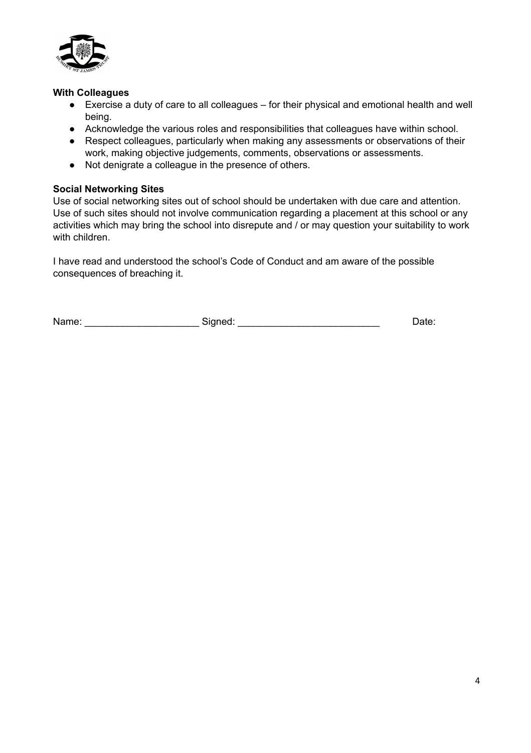**With Colleagues**

- Exercise a duty of care to all colleagues – for their physical and emotional health and well being.
- Acknowledge the various roles and responsibilities that colleagues have within school.
- Respect colleagues, particularly when making any assessments or observations of their work, making objective judgements, comments, observations or assessments.
- Not denigrate a colleague in the presence of others.

**Social Networking Sites**

Use of social networking sites out of school should be undertaken with due care and attention. Use of such sites should not involve communication regarding a placement at this school or any activities which may bring the school into disrepute and / or may question your suitability to work with children.

I have read and understood the school's Code of Conduct and am aware of the possible consequences of breaching it.

Name: ____________________ Signed: _________________________ Date: